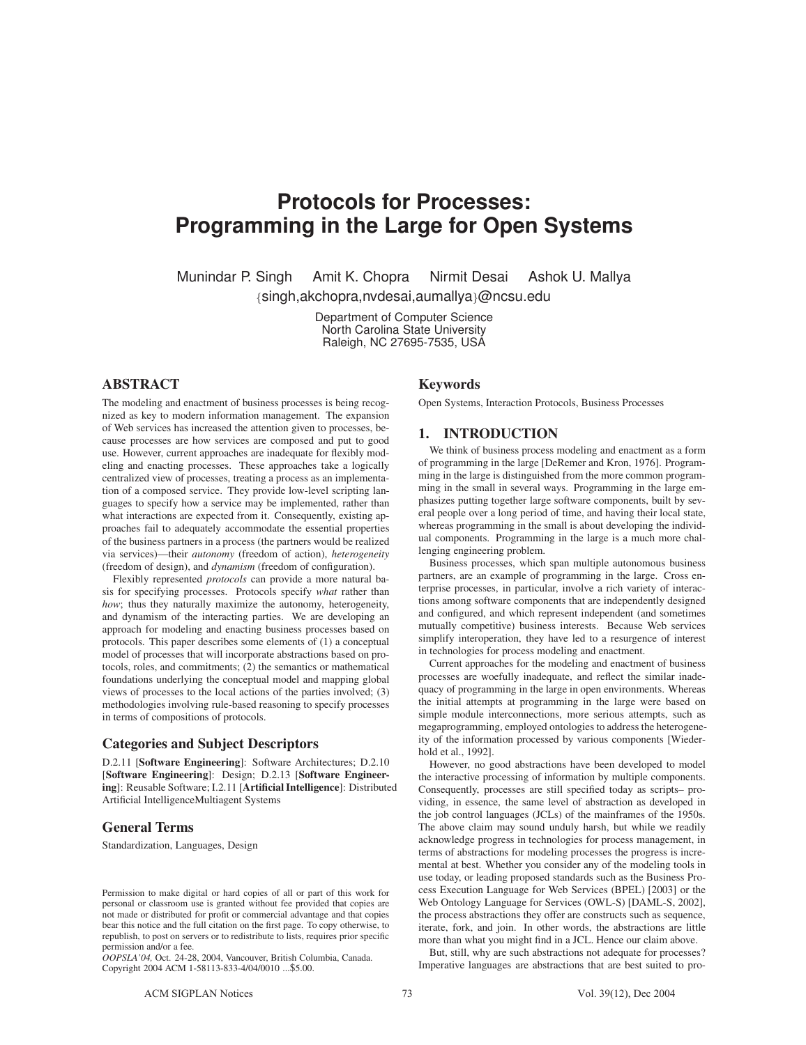# Protocols for Processes: Programming in the Large for Open Systems

Munindar P. Singh Amit K. Chopra Nirmit Desai Ashok U. Mallya

{singh,akchopra,nvdesai,aumallya}@ncsu.edu

Department of Computer Science
North Carolina State University
Raleigh, NC 27695-7535, USA

## ABSTRACT

The modeling and enactment of business processes is being recognized as key to modern information management. The expansion of Web services has increased the attention given to processes, because processes are how services are composed and put to good use. However, current approaches are inadequate for flexibly modeling and enacting processes. These approaches take a logically centralized view of processes, treating a process as an implementation of a composed service. They provide low-level scripting languages to specify how a service may be implemented, rather than what interactions are expected from it. Consequently, existing approaches fail to adequately accommodate the essential properties of the business partners in a process (the partners would be realized via services)—their *autonomy* (freedom of action), *heterogeneity* (freedom of design), and *dynamism* (freedom of configuration).

Flexibly represented *protocols* can provide a more natural basis for specifying processes. Protocols specify *what* rather than *how*; thus they naturally maximize the autonomy, heterogeneity, and dynamism of the interacting parties. We are developing an approach for modeling and enacting business processes based on protocols. This paper describes some elements of (1) a conceptual model of processes that will incorporate abstractions based on protocols, roles, and commitments; (2) the semantics or mathematical foundations underlying the conceptual model and mapping global views of processes to the local actions of the parties involved; (3) methodologies involving rule-based reasoning to specify processes in terms of compositions of protocols.

### Categories and Subject Descriptors

D.2.11 [**Software Engineering**]: Software Architectures; D.2.10 [**Software Engineering**]: Design; D.2.13 [**Software Engineering**]: Reusable Software; I.2.11 [**Artificial Intelligence**]: Distributed Artificial IntelligenceMultiagent Systems

### General Terms

Standardization, Languages, Design

Permission to make digital or hard copies of all or part of this work for personal or classroom use is granted without fee provided that copies are not made or distributed for profit or commercial advantage and that copies bear this notice and the full citation on the first page. To copy otherwise, to republish, to post on servers or to redistribute to lists, requires prior specific permission and/or a fee.
*OOPSLA'04,* Oct. 24-28, 2004, Vancouver, British Columbia, Canada.
Copyright 2004 ACM 1-58113-833-4/04/0010 ...$5.00.

### Keywords

Open Systems, Interaction Protocols, Business Processes

## 1. INTRODUCTION

We think of business process modeling and enactment as a form of programming in the large [DeRemer and Kron, 1976]. Programming in the large is distinguished from the more common programming in the small in several ways. Programming in the large emphasizes putting together large software components, built by several people over a long period of time, and having their local state, whereas programming in the small is about developing the individual components. Programming in the large is a much more challenging engineering problem.

Business processes, which span multiple autonomous business partners, are an example of programming in the large. Cross enterprise processes, in particular, involve a rich variety of interactions among software components that are independently designed and configured, and which represent independent (and sometimes mutually competitive) business interests. Because Web services simplify interoperation, they have led to a resurgence of interest in technologies for process modeling and enactment.

Current approaches for the modeling and enactment of business processes are woefully inadequate, and reflect the similar inadequacy of programming in the large in open environments. Whereas the initial attempts at programming in the large were based on simple module interconnections, more serious attempts, such as megaprogramming, employed ontologies to address the heterogeneity of the information processed by various components [Wiederhold et al., 1992].

However, no good abstractions have been developed to model the interactive processing of information by multiple components. Consequently, processes are still specified today as scripts– providing, in essence, the same level of abstraction as developed in the job control languages (JCLs) of the mainframes of the 1950s. The above claim may sound unduly harsh, but while we readily acknowledge progress in technologies for process management, in terms of abstractions for modeling processes the progress is incremental at best. Whether you consider any of the modeling tools in use today, or leading proposed standards such as the Business Process Execution Language for Web Services (BPEL) [2003] or the Web Ontology Language for Services (OWL-S) [DAML-S, 2002], the process abstractions they offer are constructs such as sequence, iterate, fork, and join. In other words, the abstractions are little more than what you might find in a JCL. Hence our claim above.

But, still, why are such abstractions not adequate for processes? Imperative languages are abstractions that are best suited to pro-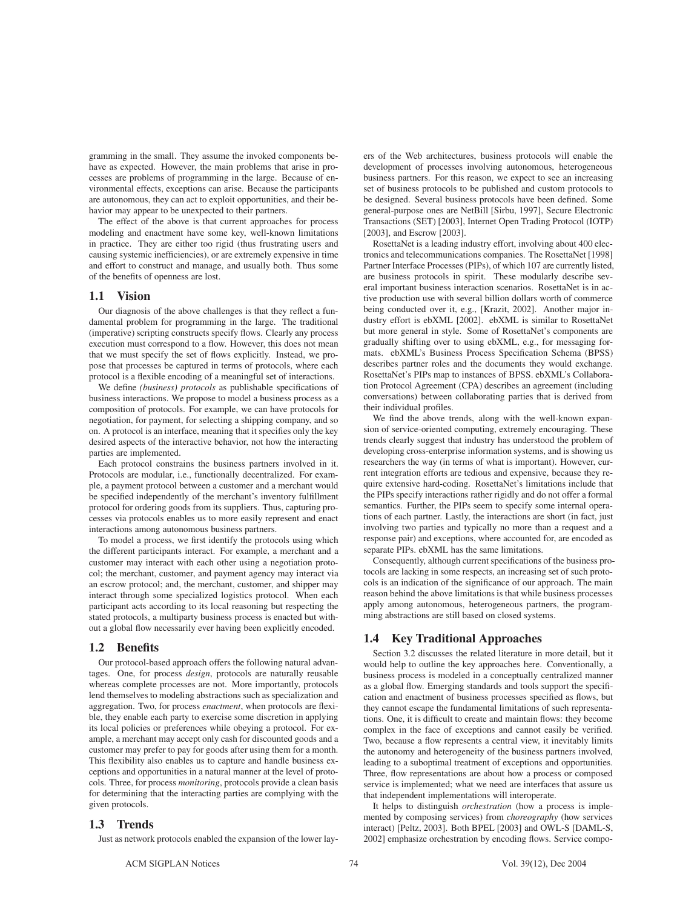gramming in the small. They assume the invoked components behave as expected. However, the main problems that arise in processes are problems of programming in the large. Because of environmental effects, exceptions can arise. Because the participants are autonomous, they can act to exploit opportunities, and their behavior may appear to be unexpected to their partners.

The effect of the above is that current approaches for process modeling and enactment have some key, well-known limitations in practice. They are either too rigid (thus frustrating users and causing systemic inefficiencies), or are extremely expensive in time and effort to construct and manage, and usually both. Thus some of the benefits of openness are lost.

## 1.1 Vision

Our diagnosis of the above challenges is that they reflect a fundamental problem for programming in the large. The traditional (imperative) scripting constructs specify flows. Clearly any process execution must correspond to a flow. However, this does not mean that we must specify the set of flows explicitly. Instead, we propose that processes be captured in terms of protocols, where each protocol is a flexible encoding of a meaningful set of interactions.

We define *(business) protocols* as publishable specifications of business interactions. We propose to model a business process as a composition of protocols. For example, we can have protocols for negotiation, for payment, for selecting a shipping company, and so on. A protocol is an interface, meaning that it specifies only the key desired aspects of the interactive behavior, not how the interacting parties are implemented.

Each protocol constrains the business partners involved in it. Protocols are modular, i.e., functionally decentralized. For example, a payment protocol between a customer and a merchant would be specified independently of the merchant's inventory fulfillment protocol for ordering goods from its suppliers. Thus, capturing processes via protocols enables us to more easily represent and enact interactions among autonomous business partners.

To model a process, we first identify the protocols using which the different participants interact. For example, a merchant and a customer may interact with each other using a negotiation protocol; the merchant, customer, and payment agency may interact via an escrow protocol; and, the merchant, customer, and shipper may interact through some specialized logistics protocol. When each participant acts according to its local reasoning but respecting the stated protocols, a multiparty business process is enacted but without a global flow necessarily ever having been explicitly encoded.

## 1.2 Benefits

Our protocol-based approach offers the following natural advantages. One, for process *design*, protocols are naturally reusable whereas complete processes are not. More importantly, protocols lend themselves to modeling abstractions such as specialization and aggregation. Two, for process *enactment*, when protocols are flexible, they enable each party to exercise some discretion in applying its local policies or preferences while obeying a protocol. For example, a merchant may accept only cash for discounted goods and a customer may prefer to pay for goods after using them for a month. This flexibility also enables us to capture and handle business exceptions and opportunities in a natural manner at the level of protocols. Three, for process *monitoring*, protocols provide a clean basis for determining that the interacting parties are complying with the given protocols.

## 1.3 Trends

Just as network protocols enabled the expansion of the lower layers of the Web architectures, business protocols will enable the development of processes involving autonomous, heterogeneous business partners. For this reason, we expect to see an increasing set of business protocols to be published and custom protocols to be designed. Several business protocols have been defined. Some general-purpose ones are NetBill [Sirbu, 1997], Secure Electronic Transactions (SET) [2003], Internet Open Trading Protocol (IOTP) [2003], and Escrow [2003].

RosettaNet is a leading industry effort, involving about 400 electronics and telecommunications companies. The RosettaNet [1998] Partner Interface Processes (PIPs), of which 107 are currently listed, are business protocols in spirit. These modularly describe several important business interaction scenarios. RosettaNet is in active production use with several billion dollars worth of commerce being conducted over it, e.g., [Krazit, 2002]. Another major industry effort is ebXML [2002]. ebXML is similar to RosettaNet but more general in style. Some of RosettaNet's components are gradually shifting over to using ebXML, e.g., for messaging formats. ebXML's Business Process Specification Schema (BPSS) describes partner roles and the documents they would exchange. RosettaNet's PIPs map to instances of BPSS. ebXML's Collaboration Protocol Agreement (CPA) describes an agreement (including conversations) between collaborating parties that is derived from their individual profiles.

We find the above trends, along with the well-known expansion of service-oriented computing, extremely encouraging. These trends clearly suggest that industry has understood the problem of developing cross-enterprise information systems, and is showing us researchers the way (in terms of what is important). However, current integration efforts are tedious and expensive, because they require extensive hard-coding. RosettaNet's limitations include that the PIPs specify interactions rather rigidly and do not offer a formal semantics. Further, the PIPs seem to specify some internal operations of each partner. Lastly, the interactions are short (in fact, just involving two parties and typically no more than a request and a response pair) and exceptions, where accounted for, are encoded as separate PIPs. ebXML has the same limitations.

Consequently, although current specifications of the business protocols are lacking in some respects, an increasing set of such protocols is an indication of the significance of our approach. The main reason behind the above limitations is that while business processes apply among autonomous, heterogeneous partners, the programming abstractions are still based on closed systems.

## 1.4 Key Traditional Approaches

Section 3.2 discusses the related literature in more detail, but it would help to outline the key approaches here. Conventionally, a business process is modeled in a conceptually centralized manner as a global flow. Emerging standards and tools support the specification and enactment of business processes specified as flows, but they cannot escape the fundamental limitations of such representations. One, it is difficult to create and maintain flows: they become complex in the face of exceptions and cannot easily be verified. Two, because a flow represents a central view, it inevitably limits the autonomy and heterogeneity of the business partners involved, leading to a suboptimal treatment of exceptions and opportunities. Three, flow representations are about how a process or composed service is implemented; what we need are interfaces that assure us that independent implementations will interoperate.

It helps to distinguish *orchestration* (how a process is implemented by composing services) from *choreography* (how services interact) [Peltz, 2003]. Both BPEL [2003] and OWL-S [DAML-S, 2002] emphasize orchestration by encoding flows. Service compo-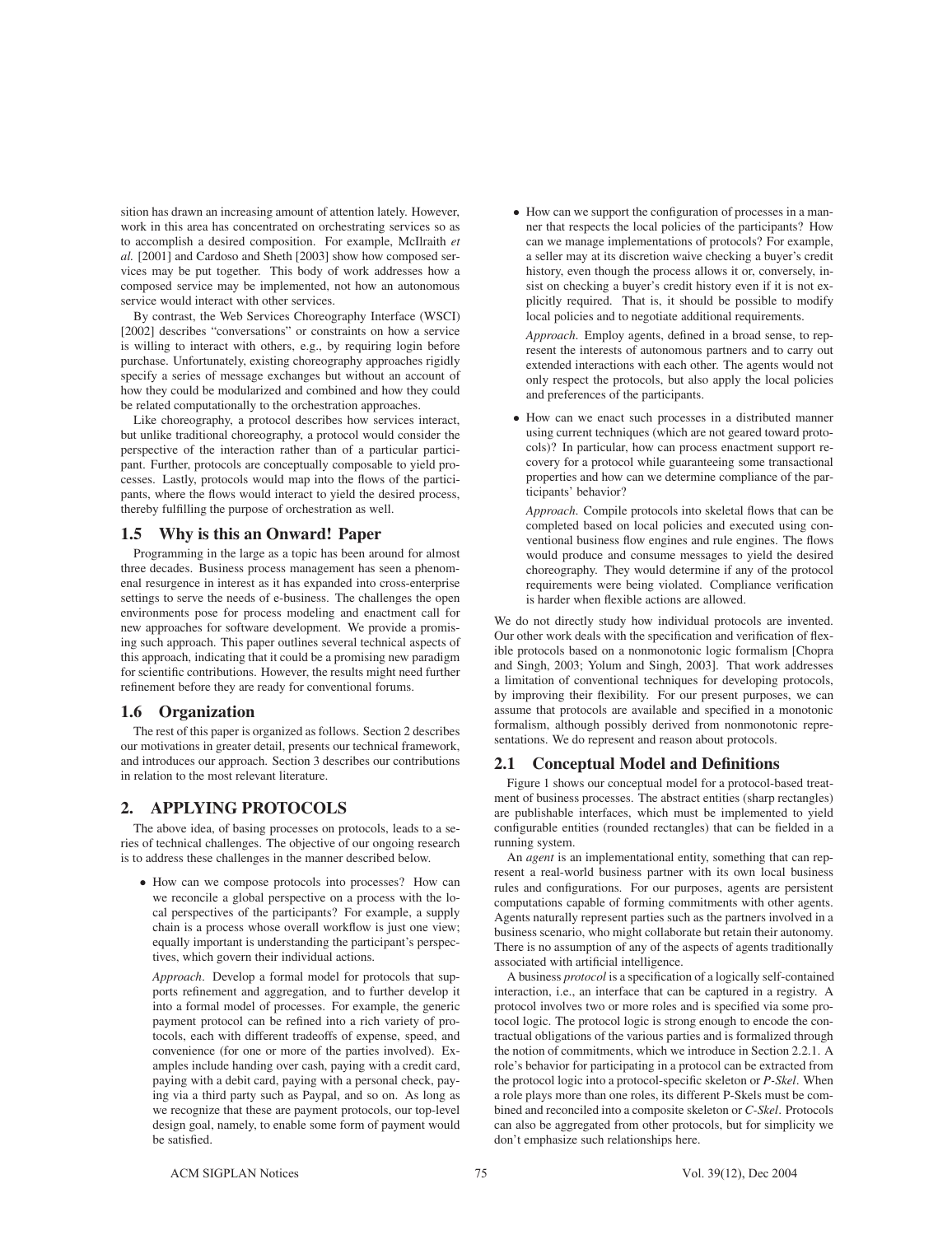sition has drawn an increasing amount of attention lately. However, work in this area has concentrated on orchestrating services so as to accomplish a desired composition. For example, McIlraith *et al.* [2001] and Cardoso and Sheth [2003] show how composed services may be put together. This body of work addresses how a composed service may be implemented, not how an autonomous service would interact with other services.

By contrast, the Web Services Choreography Interface (WSCI) [2002] describes "conversations" or constraints on how a service is willing to interact with others, e.g., by requiring login before purchase. Unfortunately, existing choreography approaches rigidly specify a series of message exchanges but without an account of how they could be modularized and combined and how they could be related computationally to the orchestration approaches.

Like choreography, a protocol describes how services interact, but unlike traditional choreography, a protocol would consider the perspective of the interaction rather than of a particular participant. Further, protocols are conceptually composable to yield processes. Lastly, protocols would map into the flows of the participants, where the flows would interact to yield the desired process, thereby fulfilling the purpose of orchestration as well.

## 1.5 Why is this an Onward! Paper

Programming in the large as a topic has been around for almost three decades. Business process management has seen a phenomenal resurgence in interest as it has expanded into cross-enterprise settings to serve the needs of e-business. The challenges the open environments pose for process modeling and enactment call for new approaches for software development. We provide a promising such approach. This paper outlines several technical aspects of this approach, indicating that it could be a promising new paradigm for scientific contributions. However, the results might need further refinement before they are ready for conventional forums.

## 1.6 Organization

The rest of this paper is organized as follows. Section 2 describes our motivations in greater detail, presents our technical framework, and introduces our approach. Section 3 describes our contributions in relation to the most relevant literature.

# 2. APPLYING PROTOCOLS

The above idea, of basing processes on protocols, leads to a series of technical challenges. The objective of our ongoing research is to address these challenges in the manner described below.

- How can we compose protocols into processes? How can we reconcile a global perspective on a process with the local perspectives of the participants? For example, a supply chain is a process whose overall workflow is just one view; equally important is understanding the participant's perspectives, which govern their individual actions.

  *Approach*. Develop a formal model for protocols that supports refinement and aggregation, and to further develop it into a formal model of processes. For example, the generic payment protocol can be refined into a rich variety of protocols, each with different tradeoffs of expense, speed, and convenience (for one or more of the parties involved). Examples include handing over cash, paying with a credit card, paying with a debit card, paying with a personal check, paying via a third party such as Paypal, and so on. As long as we recognize that these are payment protocols, our top-level design goal, namely, to enable some form of payment would be satisfied.

- How can we support the configuration of processes in a manner that respects the local policies of the participants? How can we manage implementations of protocols? For example, a seller may at its discretion waive checking a buyer's credit history, even though the process allows it or, conversely, insist on checking a buyer's credit history even if it is not explicitly required. That is, it should be possible to modify local policies and to negotiate additional requirements.

  *Approach.* Employ agents, defined in a broad sense, to represent the interests of autonomous partners and to carry out extended interactions with each other. The agents would not only respect the protocols, but also apply the local policies and preferences of the participants.

- How can we enact such processes in a distributed manner using current techniques (which are not geared toward protocols)? In particular, how can process enactment support recovery for a protocol while guaranteeing some transactional properties and how can we determine compliance of the participants' behavior?

  *Approach.* Compile protocols into skeletal flows that can be completed based on local policies and executed using conventional business flow engines and rule engines. The flows would produce and consume messages to yield the desired choreography. They would determine if any of the protocol requirements were being violated. Compliance verification is harder when flexible actions are allowed.

We do not directly study how individual protocols are invented. Our other work deals with the specification and verification of flexible protocols based on a nonmonotonic logic formalism [Chopra and Singh, 2003; Yolum and Singh, 2003]. That work addresses a limitation of conventional techniques for developing protocols, by improving their flexibility. For our present purposes, we can assume that protocols are available and specified in a monotonic formalism, although possibly derived from nonmonotonic representations. We do represent and reason about protocols.

## 2.1 Conceptual Model and Definitions

Figure 1 shows our conceptual model for a protocol-based treatment of business processes. The abstract entities (sharp rectangles) are publishable interfaces, which must be implemented to yield configurable entities (rounded rectangles) that can be fielded in a running system.

An *agent* is an implementational entity, something that can represent a real-world business partner with its own local business rules and configurations. For our purposes, agents are persistent computations capable of forming commitments with other agents. Agents naturally represent parties such as the partners involved in a business scenario, who might collaborate but retain their autonomy. There is no assumption of any of the aspects of agents traditionally associated with artificial intelligence.

A business *protocol* is a specification of a logically self-contained interaction, i.e., an interface that can be captured in a registry. A protocol involves two or more roles and is specified via some protocol logic. The protocol logic is strong enough to encode the contractual obligations of the various parties and is formalized through the notion of commitments, which we introduce in Section 2.2.1. A role's behavior for participating in a protocol can be extracted from the protocol logic into a protocol-specific skeleton or *P-Skel*. When a role plays more than one roles, its different P-Skels must be combined and reconciled into a composite skeleton or *C-Skel*. Protocols can also be aggregated from other protocols, but for simplicity we don't emphasize such relationships here.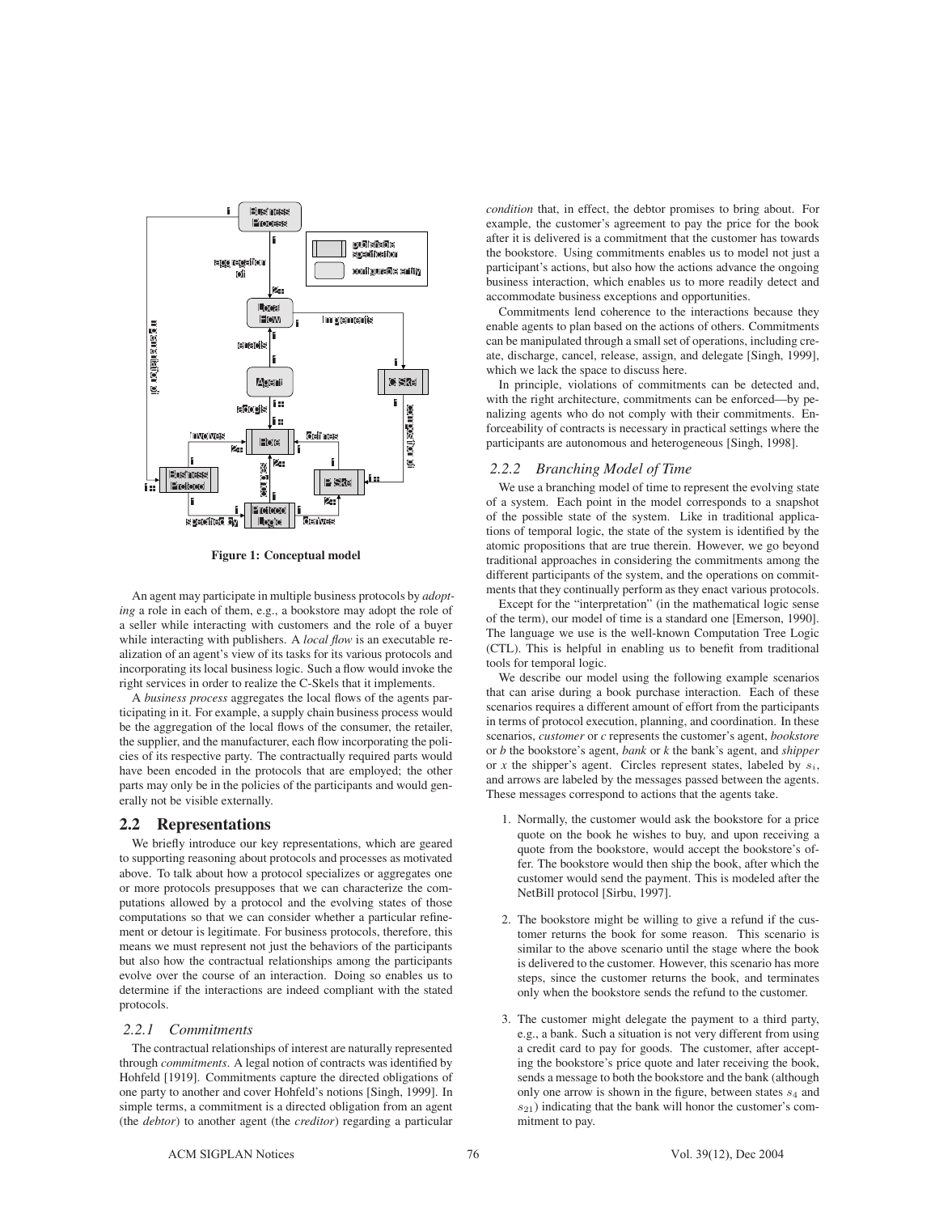Figure 1: Conceptual model

An agent may participate in multiple business protocols by *adopting* a role in each of them, e.g., a bookstore may adopt the role of a seller while interacting with customers and the role of a buyer while interacting with publishers. A *local flow* is an executable realization of an agent's view of its tasks for its various protocols and incorporating its local business logic. Such a flow would invoke the right services in order to realize the C-Skels that it implements.

A *business process* aggregates the local flows of the agents participating in it. For example, a supply chain business process would be the aggregation of the local flows of the consumer, the retailer, the supplier, and the manufacturer, each flow incorporating the policies of its respective party. The contractually required parts would have been encoded in the protocols that are employed; the other parts may only be in the policies of the participants and would generally not be visible externally.

## 2.2 Representations

We briefly introduce our key representations, which are geared to supporting reasoning about protocols and processes as motivated above. To talk about how a protocol specializes or aggregates one or more protocols presupposes that we can characterize the computations allowed by a protocol and the evolving states of those computations so that we can consider whether a particular refinement or detour is legitimate. For business protocols, therefore, this means we must represent not just the behaviors of the participants but also how the contractual relationships among the participants evolve over the course of an interaction. Doing so enables us to determine if the interactions are indeed compliant with the stated protocols.

### 2.2.1 Commitments

The contractual relationships of interest are naturally represented through *commitments*. A legal notion of contracts was identified by Hohfeld [1919]. Commitments capture the directed obligations of one party to another and cover Hohfeld's notions [Singh, 1999]. In simple terms, a commitment is a directed obligation from an agent (the *debtor*) to another agent (the *creditor*) regarding a particular *condition* that, in effect, the debtor promises to bring about. For example, the customer's agreement to pay the price for the book after it is delivered is a commitment that the customer has towards the bookstore. Using commitments enables us to model not just a participant's actions, but also how the actions advance the ongoing business interaction, which enables us to more readily detect and accommodate business exceptions and opportunities.

Commitments lend coherence to the interactions because they enable agents to plan based on the actions of others. Commitments can be manipulated through a small set of operations, including create, discharge, cancel, release, assign, and delegate [Singh, 1999], which we lack the space to discuss here.

In principle, violations of commitments can be detected and, with the right architecture, commitments can be enforced—by penalizing agents who do not comply with their commitments. Enforceability of contracts is necessary in practical settings where the participants are autonomous and heterogeneous [Singh, 1998].

### 2.2.2 Branching Model of Time

We use a branching model of time to represent the evolving state of a system. Each point in the model corresponds to a snapshot of the possible state of the system. Like in traditional applications of temporal logic, the state of the system is identified by the atomic propositions that are true therein. However, we go beyond traditional approaches in considering the commitments among the different participants of the system, and the operations on commitments that they continually perform as they enact various protocols.

Except for the "interpretation" (in the mathematical logic sense of the term), our model of time is a standard one [Emerson, 1990]. The language we use is the well-known Computation Tree Logic (CTL). This is helpful in enabling us to benefit from traditional tools for temporal logic.

We describe our model using the following example scenarios that can arise during a book purchase interaction. Each of these scenarios requires a different amount of effort from the participants in terms of protocol execution, planning, and coordination. In these scenarios, *customer* or *c* represents the customer's agent, *bookstore* or *b* the bookstore's agent, *bank* or *k* the bank's agent, and *shipper* or *x* the shipper's agent. Circles represent states, labeled by $s_i$, and arrows are labeled by the messages passed between the agents. These messages correspond to actions that the agents take.

1. Normally, the customer would ask the bookstore for a price quote on the book he wishes to buy, and upon receiving a quote from the bookstore, would accept the bookstore's offer. The bookstore would then ship the book, after which the customer would send the payment. This is modeled after the NetBill protocol [Sirbu, 1997].

2. The bookstore might be willing to give a refund if the customer returns the book for some reason. This scenario is similar to the above scenario until the stage where the book is delivered to the customer. However, this scenario has more steps, since the customer returns the book, and terminates only when the bookstore sends the refund to the customer.

3. The customer might delegate the payment to a third party, e.g., a bank. Such a situation is not very different from using a credit card to pay for goods. The customer, after accepting the bookstore's price quote and later receiving the book, sends a message to both the bookstore and the bank (although only one arrow is shown in the figure, between states $s_4$ and $s_{21}$) indicating that the bank will honor the customer's commitment to pay.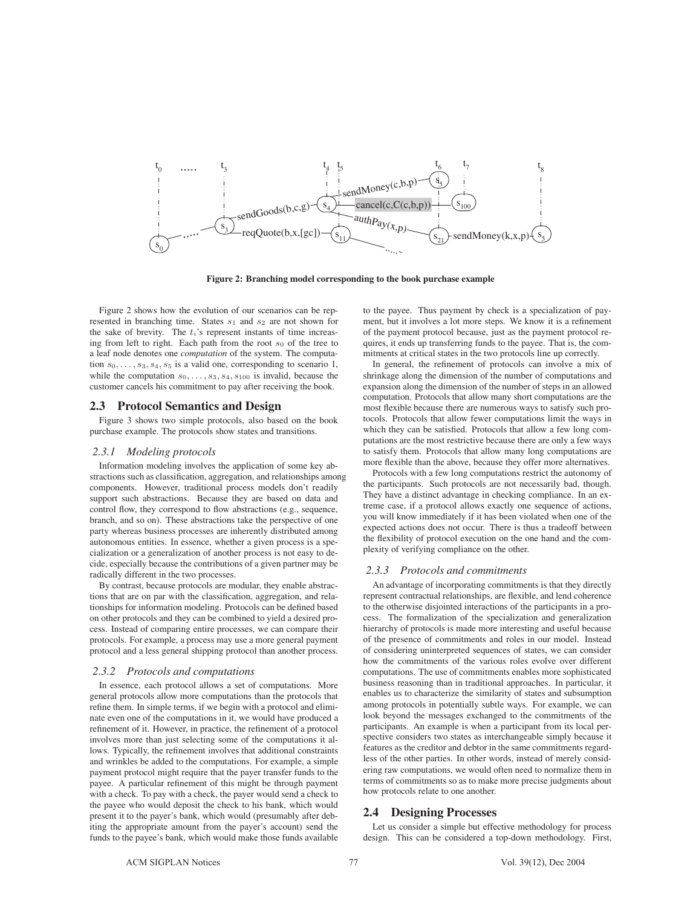**Figure 2: Branching model corresponding to the book purchase example**

Figure 2 shows how the evolution of our scenarios can be represented in branching time. States $s_1$ and $s_2$ are not shown for the sake of brevity. The $t_i$'s represent instants of time increasing from left to right. Each path from the root $s_0$ of the tree to a leaf node denotes one *computation* of the system. The computation $s_0, \ldots, s_3, s_4, s_5$ is a valid one, corresponding to scenario 1, while the computation $s_0, \ldots, s_3, s_4, s_{100}$ is invalid, because the customer cancels his commitment to pay after receiving the book.

## 2.3 Protocol Semantics and Design

Figure 3 shows two simple protocols, also based on the book purchase example. The protocols show states and transitions.

### 2.3.1 *Modeling protocols*

Information modeling involves the application of some key abstractions such as classification, aggregation, and relationships among components. However, traditional process models don't readily support such abstractions. Because they are based on data and control flow, they correspond to flow abstractions (e.g., sequence, branch, and so on). These abstractions take the perspective of one party whereas business processes are inherently distributed among autonomous entities. In essence, whether a given process is a specialization or a generalization of another process is not easy to decide, especially because the contributions of a given partner may be radically different in the two processes.

By contrast, because protocols are modular, they enable abstractions that are on par with the classification, aggregation, and relationships for information modeling. Protocols can be defined based on other protocols and they can be combined to yield a desired process. Instead of comparing entire processes, we can compare their protocols. For example, a process may use a more general payment protocol and a less general shipping protocol than another process.

### 2.3.2 *Protocols and computations*

In essence, each protocol allows a set of computations. More general protocols allow more computations than the protocols that refine them. In simple terms, if we begin with a protocol and eliminate even one of the computations in it, we would have produced a refinement of it. However, in practice, the refinement of a protocol involves more than just selecting some of the computations it allows. Typically, the refinement involves that additional constraints and wrinkles be added to the computations. For example, a simple payment protocol might require that the payer transfer funds to the payee. A particular refinement of this might be through payment with a check. To pay with a check, the payer would send a check to the payee who would deposit the check to his bank, which would present it to the payer's bank, which would (presumably after debiting the appropriate amount from the payer's account) send the funds to the payee's bank, which would make those funds available to the payee. Thus payment by check is a specialization of payment, but it involves a lot more steps. We know it is a refinement of the payment protocol because, just as the payment protocol requires, it ends up transferring funds to the payee. That is, the commitments at critical states in the two protocols line up correctly.

In general, the refinement of protocols can involve a mix of shrinkage along the dimension of the number of computations and expansion along the dimension of the number of steps in an allowed computation. Protocols that allow many short computations are the most flexible because there are numerous ways to satisfy such protocols. Protocols that allow fewer computations limit the ways in which they can be satisfied. Protocols that allow a few long computations are the most restrictive because there are only a few ways to satisfy them. Protocols that allow many long computations are more flexible than the above, because they offer more alternatives.

Protocols with a few long computations restrict the autonomy of the participants. Such protocols are not necessarily bad, though. They have a distinct advantage in checking compliance. In an extreme case, if a protocol allows exactly one sequence of actions, you will know immediately if it has been violated when one of the expected actions does not occur. There is thus a tradeoff between the flexibility of protocol execution on the one hand and the complexity of verifying compliance on the other.

### 2.3.3 *Protocols and commitments*

An advantage of incorporating commitments is that they directly represent contractual relationships, are flexible, and lend coherence to the otherwise disjointed interactions of the participants in a process. The formalization of the specialization and generalization hierarchy of protocols is made more interesting and useful because of the presence of commitments and roles in our model. Instead of considering uninterpreted sequences of states, we can consider how the commitments of the various roles evolve over different computations. The use of commitments enables more sophisticated business reasoning than in traditional approaches. In particular, it enables us to characterize the similarity of states and subsumption among protocols in potentially subtle ways. For example, we can look beyond the messages exchanged to the commitments of the participants. An example is when a participant from its local perspective considers two states as interchangeable simply because it features as the creditor and debtor in the same commitments regardless of the other parties. In other words, instead of merely considering raw computations, we would often need to normalize them in terms of commitments so as to make more precise judgments about how protocols relate to one another.

## 2.4 Designing Processes

Let us consider a simple but effective methodology for process design. This can be considered a top-down methodology. First,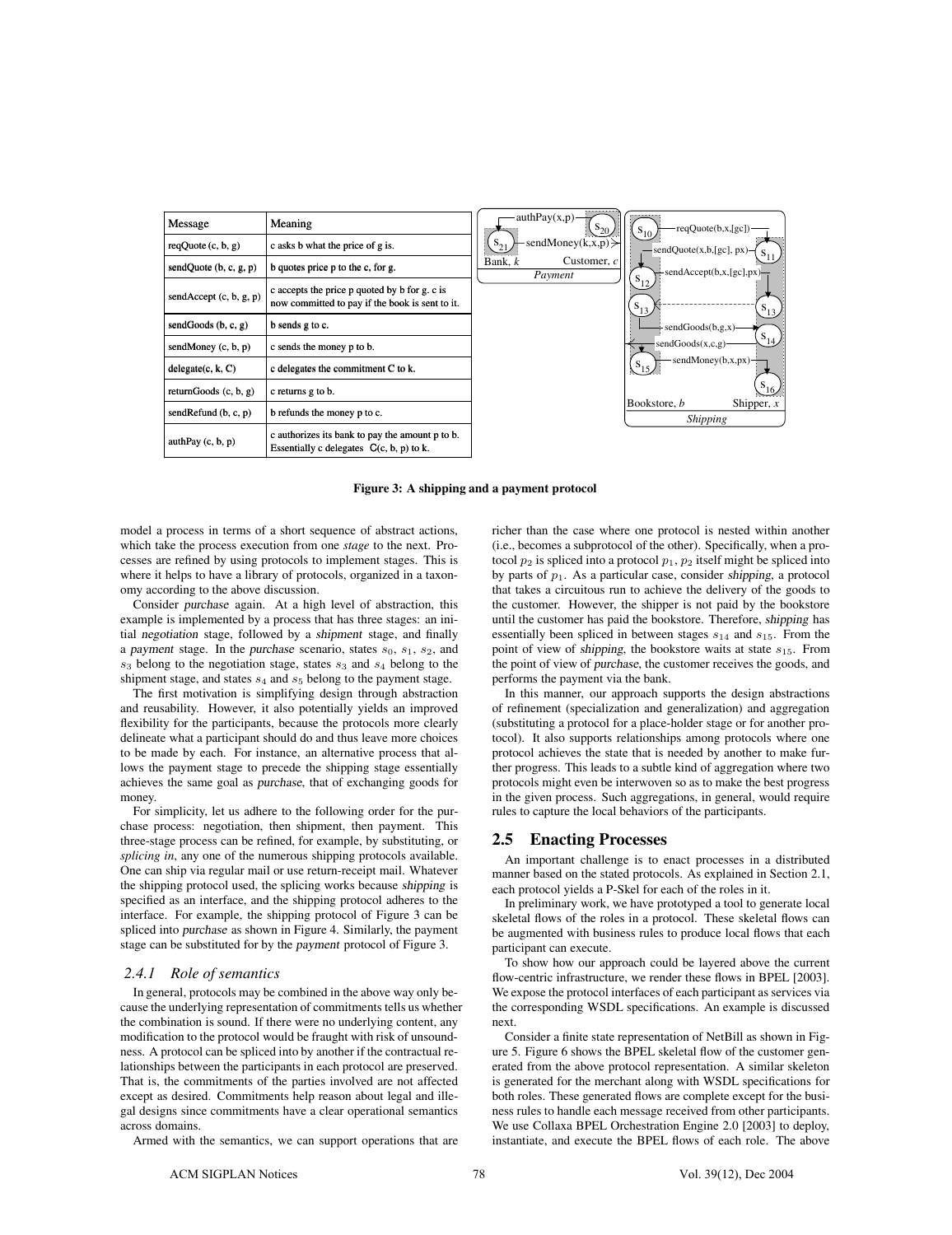| Message | Meaning |
| --- | --- |
| reqQuote (c, b, g) | c asks b what the price of g is. |
| sendQuote (b, c, g, p) | b quotes price p to the c, for g. |
| sendAccept (c, b, g, p) | c accepts the price p quoted by b for g. c is now committed to pay if the book is sent to it. |
| sendGoods (b, c, g) | b sends g to c. |
| sendMoney (c, b, p) | c sends the money p to b. |
| delegate(c, k, C) | c delegates the commitment C to k. |
| returnGoods (c, b, g) | c returns g to b. |
| sendRefund (b, c, p) | b refunds the money p to c. |
| authPay (c, b, p) | c authorizes its bank to pay the amount p to b. Essentially c delegates C(c, b, p) to k. |

**Figure 3: A shipping and a payment protocol**

model a process in terms of a short sequence of abstract actions, which take the process execution from one *stage* to the next. Processes are refined by using protocols to implement stages. This is where it helps to have a library of protocols, organized in a taxonomy according to the above discussion.

Consider *purchase* again. At a high level of abstraction, this example is implemented by a process that has three stages: an initial *negotiation* stage, followed by a *shipment* stage, and finally a *payment* stage. In the *purchase* scenario, states $s_0$, $s_1$, $s_2$, and $s_3$ belong to the negotiation stage, states $s_3$ and $s_4$ belong to the shipment stage, and states $s_4$ and $s_5$ belong to the payment stage.

The first motivation is simplifying design through abstraction and reusability. However, it also potentially yields an improved flexibility for the participants, because the protocols more clearly delineate what a participant should do and thus leave more choices to be made by each. For instance, an alternative process that allows the payment stage to precede the shipping stage essentially achieves the same goal as *purchase*, that of exchanging goods for money.

For simplicity, let us adhere to the following order for the purchase process: negotiation, then shipment, then payment. This three-stage process can be refined, for example, by substituting, or *splicing in*, any one of the numerous shipping protocols available. One can ship via regular mail or use return-receipt mail. Whatever the shipping protocol used, the splicing works because *shipping* is specified as an interface, and the shipping protocol adheres to the interface. For example, the shipping protocol of Figure 3 can be spliced into *purchase* as shown in Figure 4. Similarly, the payment stage can be substituted for by the *payment* protocol of Figure 3.

### 2.4.1 Role of semantics

In general, protocols may be combined in the above way only because the underlying representation of commitments tells us whether the combination is sound. If there were no underlying content, any modification to the protocol would be fraught with risk of unsoundness. A protocol can be spliced into by another if the contractual relationships between the participants in each protocol are preserved. That is, the commitments of the parties involved are not affected except as desired. Commitments help reason about legal and illegal designs since commitments have a clear operational semantics across domains.

Armed with the semantics, we can support operations that are richer than the case where one protocol is nested within another (i.e., becomes a subprotocol of the other). Specifically, when a protocol $p_2$ is spliced into a protocol $p_1$, $p_2$ itself might be spliced into by parts of $p_1$. As a particular case, consider *shipping*, a protocol that takes a circuitous run to achieve the delivery of the goods to the customer. However, the shipper is not paid by the bookstore until the customer has paid the bookstore. Therefore, *shipping* has essentially been spliced in between stages $s_{14}$ and $s_{15}$. From the point of view of *shipping*, the bookstore waits at state $s_{15}$. From the point of view of *purchase*, the customer receives the goods, and performs the payment via the bank.

In this manner, our approach supports the design abstractions of refinement (specialization and generalization) and aggregation (substituting a protocol for a place-holder stage or for another protocol). It also supports relationships among protocols where one protocol achieves the state that is needed by another to make further progress. This leads to a subtle kind of aggregation where two protocols might even be interwoven so as to make the best progress in the given process. Such aggregations, in general, would require rules to capture the local behaviors of the participants.

## 2.5 Enacting Processes

An important challenge is to enact processes in a distributed manner based on the stated protocols. As explained in Section 2.1, each protocol yields a P-Skel for each of the roles in it.

In preliminary work, we have prototyped a tool to generate local skeletal flows of the roles in a protocol. These skeletal flows can be augmented with business rules to produce local flows that each participant can execute.

To show how our approach could be layered above the current flow-centric infrastructure, we render these flows in BPEL [2003]. We expose the protocol interfaces of each participant as services via the corresponding WSDL specifications. An example is discussed next.

Consider a finite state representation of NetBill as shown in Figure 5. Figure 6 shows the BPEL skeletal flow of the customer generated from the above protocol representation. A similar skeleton is generated for the merchant along with WSDL specifications for both roles. These generated flows are complete except for the business rules to handle each message received from other participants. We use Collaxa BPEL Orchestration Engine 2.0 [2003] to deploy, instantiate, and execute the BPEL flows of each role. The above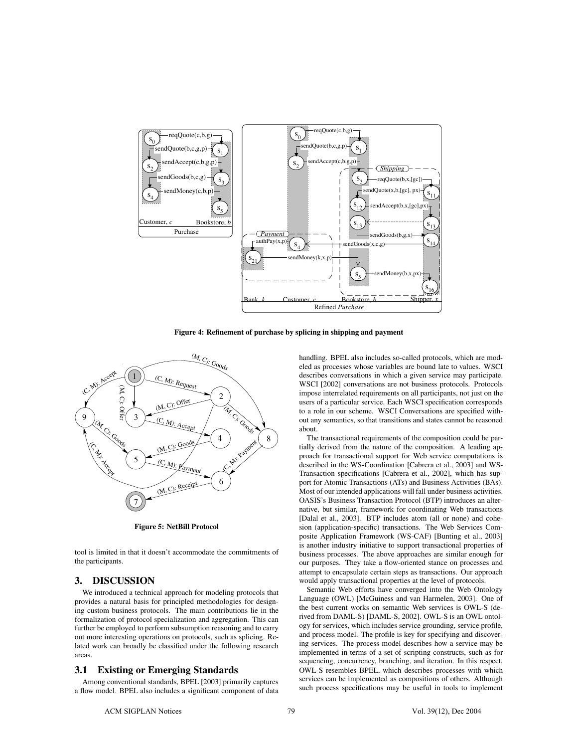Figure 4: Refinement of purchase by splicing in shipping and payment

Figure 5: NetBill Protocol

tool is limited in that it doesn't accommodate the commitments of the participants.

## 3. DISCUSSION

We introduced a technical approach for modeling protocols that provides a natural basis for principled methodologies for designing custom business protocols. The main contributions lie in the formalization of protocol specialization and aggregation. This can further be employed to perform subsumption reasoning and to carry out more interesting operations on protocols, such as splicing. Related work can broadly be classified under the following research areas.

### 3.1 Existing or Emerging Standards

Among conventional standards, BPEL [2003] primarily captures a flow model. BPEL also includes a significant component of data handling. BPEL also includes so-called protocols, which are modeled as processes whose variables are bound late to values. WSCI describes conversations in which a given service may participate. WSCI [2002] conversations are not business protocols. Protocols impose interrelated requirements on all participants, not just on the users of a particular service. Each WSCI specification corresponds to a role in our scheme. WSCI Conversations are specified without any semantics, so that transitions and states cannot be reasoned about.

The transactional requirements of the composition could be partially derived from the nature of the composition. A leading approach for transactional support for Web service computations is described in the WS-Coordination [Cabrera et al., 2003] and WS-Transaction specifications [Cabrera et al., 2002], which has support for Atomic Transactions (ATs) and Business Activities (BAs). Most of our intended applications will fall under business activities. OASIS's Business Transaction Protocol (BTP) introduces an alternative, but similar, framework for coordinating Web transactions [Dalal et al., 2003]. BTP includes atom (all or none) and cohesion (application-specific) transactions. The Web Services Composite Application Framework (WS-CAF) [Bunting et al., 2003] is another industry initiative to support transactional properties of business processes. The above approaches are similar enough for our purposes. They take a flow-oriented stance on processes and attempt to encapsulate certain steps as transactions. Our approach would apply transactional properties at the level of protocols.

Semantic Web efforts have converged into the Web Ontology Language (OWL) [McGuiness and van Harmelen, 2003]. One of the best current works on semantic Web services is OWL-S (derived from DAML-S) [DAML-S, 2002]. OWL-S is an OWL ontology for services, which includes service grounding, service profile, and process model. The profile is key for specifying and discovering services. The process model describes how a service may be implemented in terms of a set of scripting constructs, such as for sequencing, concurrency, branching, and iteration. In this respect, OWL-S resembles BPEL, which describes processes with which services can be implemented as compositions of others. Although such process specifications may be useful in tools to implement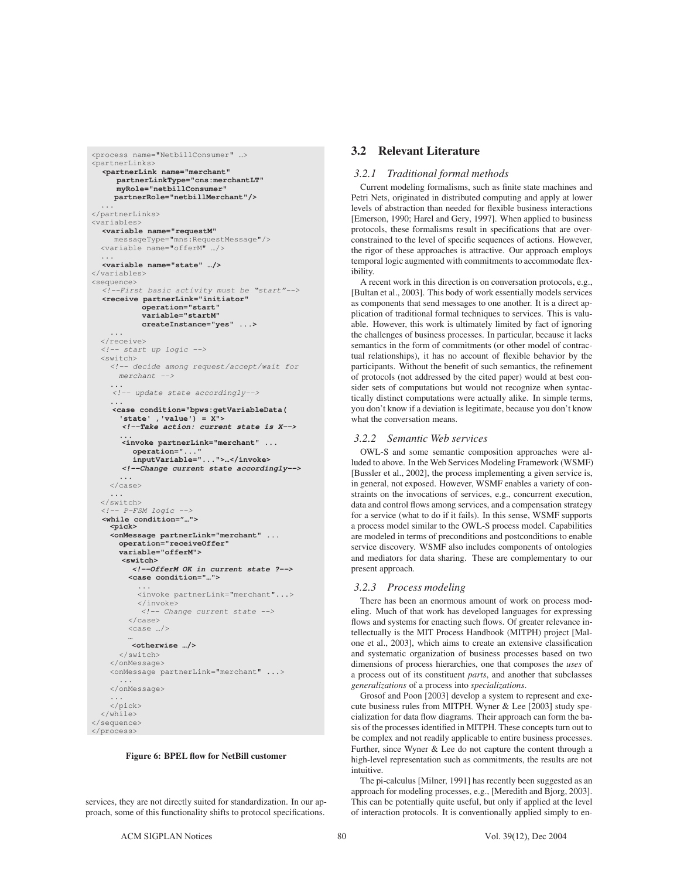```
<process name="NetbillConsumer" …>
<partnerLinks>
  <partnerLink name="merchant"
     partnerLinkType="cns:merchantLT"
     myRole="netbillConsumer"
     partnerRole="netbillMerchant"/>
  ...
</partnerLinks>
<variables>
  <variable name="requestM"
    messageType="mns:RequestMessage"/>
  <variable name="offerM" …/>
  ...
  <variable name="state" …/>
</variables>
<sequence>
  <!--First basic activity must be "start"-->
  <receive partnerLink="initiator"
           operation="start"
           variable="startM"
           createInstance="yes" ...>
    ...
  </receive>
  <!-- start up logic -->
  <switch>
    <!-- decide among request/accept/wait for
      merchant -->
    ...
     <!-- update state accordingly-->
    ...
     <case condition="bpws:getVariableData(
       'state' ,'value') = X">
       <!--Take action: current state is X-->
       ...
       <invoke partnerLink="merchant" ...
          operation="..."
          inputVariable="...">…</invoke>
      <!--Change current state accordingly-->
      ...
    </case>
    ...
  </switch>
  <!-- P-FSM logic -->
  <while condition="…">
    <pick>
    <onMessage partnerLink="merchant" ...
      operation="receiveOffer"
      variable="offerM">
       <switch>
         <!--OfferM OK in current state ?-->
        <case condition="…">
          ...
          <invoke partnerLink="merchant"...>
          </invoke>
           <!-- Change current state -->
        </case>
        <case …/>
        …
         <otherwise …/>
      </switch>
    </onMessage>
    <onMessage partnerLink="merchant" ...>
      ...
    </onMessage>
    ...
    </pick>
  </while>
</sequence>
</process>
```

**Figure 6: BPEL flow for NetBill customer**

services, they are not directly suited for standardization. In our approach, some of this functionality shifts to protocol specifications.

## 3.2 Relevant Literature

### *3.2.1 Traditional formal methods*

Current modeling formalisms, such as finite state machines and Petri Nets, originated in distributed computing and apply at lower levels of abstraction than needed for flexible business interactions [Emerson, 1990; Harel and Gery, 1997]. When applied to business protocols, these formalisms result in specifications that are overconstrained to the level of specific sequences of actions. However, the rigor of these approaches is attractive. Our approach employs temporal logic augmented with commitments to accommodate flexibility.

A recent work in this direction is on conversation protocols, e.g., [Bultan et al., 2003]. This body of work essentially models services as components that send messages to one another. It is a direct application of traditional formal techniques to services. This is valuable. However, this work is ultimately limited by fact of ignoring the challenges of business processes. In particular, because it lacks semantics in the form of commitments (or other model of contractual relationships), it has no account of flexible behavior by the participants. Without the benefit of such semantics, the refinement of protocols (not addressed by the cited paper) would at best consider sets of computations but would not recognize when syntactically distinct computations were actually alike. In simple terms, you don't know if a deviation is legitimate, because you don't know what the conversation means.

### *3.2.2 Semantic Web services*

OWL-S and some semantic composition approaches were alluded to above. In the Web Services Modeling Framework (WSMF) [Bussler et al., 2002], the process implementing a given service is, in general, not exposed. However, WSMF enables a variety of constraints on the invocations of services, e.g., concurrent execution, data and control flows among services, and a compensation strategy for a service (what to do if it fails). In this sense, WSMF supports a process model similar to the OWL-S process model. Capabilities are modeled in terms of preconditions and postconditions to enable service discovery. WSMF also includes components of ontologies and mediators for data sharing. These are complementary to our present approach.

### *3.2.3 Process modeling*

There has been an enormous amount of work on process modeling. Much of that work has developed languages for expressing flows and systems for enacting such flows. Of greater relevance intellectually is the MIT Process Handbook (MITPH) project [Malone et al., 2003], which aims to create an extensive classification and systematic organization of business processes based on two dimensions of process hierarchies, one that composes the *uses* of a process out of its constituent *parts*, and another that subclasses *generalizations* of a process into *specializations*.

Grosof and Poon [2003] develop a system to represent and execute business rules from MITPH. Wyner & Lee [2003] study specialization for data flow diagrams. Their approach can form the basis of the processes identified in MITPH. These concepts turn out to be complex and not readily applicable to entire business processes. Further, since Wyner & Lee do not capture the content through a high-level representation such as commitments, the results are not intuitive.

The pi-calculus [Milner, 1991] has recently been suggested as an approach for modeling processes, e.g., [Meredith and Bjorg, 2003]. This can be potentially quite useful, but only if applied at the level of interaction protocols. It is conventionally applied simply to en-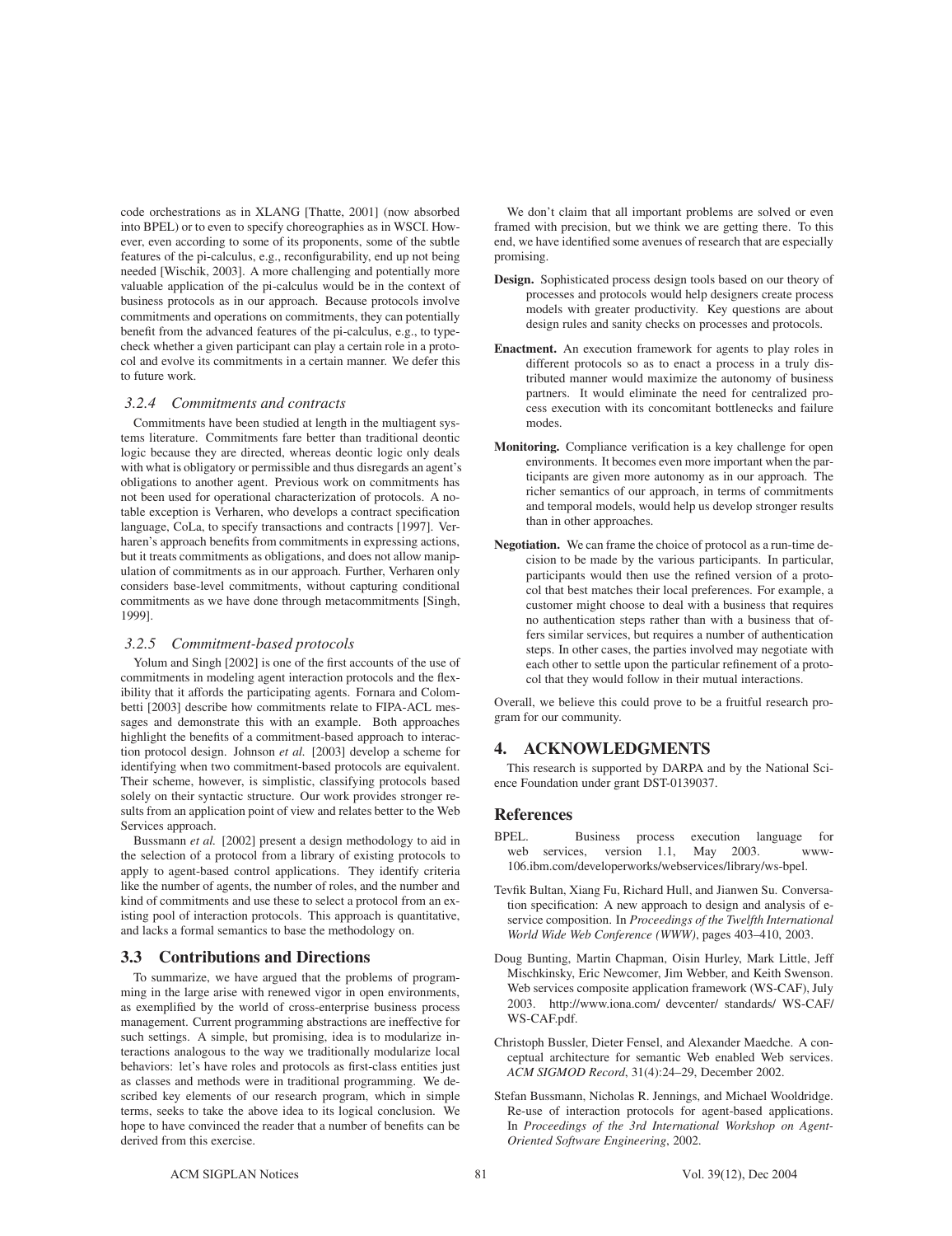code orchestrations as in XLANG [Thatte, 2001] (now absorbed into BPEL) or to even to specify choreographies as in WSCI. However, even according to some of its proponents, some of the subtle features of the pi-calculus, e.g., reconfigurability, end up not being needed [Wischik, 2003]. A more challenging and potentially more valuable application of the pi-calculus would be in the context of business protocols as in our approach. Because protocols involve commitments and operations on commitments, they can potentially benefit from the advanced features of the pi-calculus, e.g., to type-check whether a given participant can play a certain role in a protocol and evolve its commitments in a certain manner. We defer this to future work.

#### *3.2.4 Commitments and contracts*

Commitments have been studied at length in the multiagent systems literature. Commitments fare better than traditional deontic logic because they are directed, whereas deontic logic only deals with what is obligatory or permissible and thus disregards an agent's obligations to another agent. Previous work on commitments has not been used for operational characterization of protocols. A notable exception is Verharen, who develops a contract specification language, CoLa, to specify transactions and contracts [1997]. Verharen's approach benefits from commitments in expressing actions, but it treats commitments as obligations, and does not allow manipulation of commitments as in our approach. Further, Verharen only considers base-level commitments, without capturing conditional commitments as we have done through metacommitments [Singh, 1999].

#### *3.2.5 Commitment-based protocols*

Yolum and Singh [2002] is one of the first accounts of the use of commitments in modeling agent interaction protocols and the flexibility that it affords the participating agents. Fornara and Colombetti [2003] describe how commitments relate to FIPA-ACL messages and demonstrate this with an example. Both approaches highlight the benefits of a commitment-based approach to interaction protocol design. Johnson *et al.* [2003] develop a scheme for identifying when two commitment-based protocols are equivalent. Their scheme, however, is simplistic, classifying protocols based solely on their syntactic structure. Our work provides stronger results from an application point of view and relates better to the Web Services approach.

Bussmann *et al.* [2002] present a design methodology to aid in the selection of a protocol from a library of existing protocols to apply to agent-based control applications. They identify criteria like the number of agents, the number of roles, and the number and kind of commitments and use these to select a protocol from an existing pool of interaction protocols. This approach is quantitative, and lacks a formal semantics to base the methodology on.

### 3.3 Contributions and Directions

To summarize, we have argued that the problems of programming in the large arise with renewed vigor in open environments, as exemplified by the world of cross-enterprise business process management. Current programming abstractions are ineffective for such settings. A simple, but promising, idea is to modularize interactions analogous to the way we traditionally modularize local behaviors: let's have roles and protocols as first-class entities just as classes and methods were in traditional programming. We described key elements of our research program, which in simple terms, seeks to take the above idea to its logical conclusion. We hope to have convinced the reader that a number of benefits can be derived from this exercise.

We don't claim that all important problems are solved or even framed with precision, but we think we are getting there. To this end, we have identified some avenues of research that are especially promising.

**Design.** Sophisticated process design tools based on our theory of processes and protocols would help designers create process models with greater productivity. Key questions are about design rules and sanity checks on processes and protocols.

**Enactment.** An execution framework for agents to play roles in different protocols so as to enact a process in a truly distributed manner would maximize the autonomy of business partners. It would eliminate the need for centralized process execution with its concomitant bottlenecks and failure modes.

**Monitoring.** Compliance verification is a key challenge for open environments. It becomes even more important when the participants are given more autonomy as in our approach. The richer semantics of our approach, in terms of commitments and temporal models, would help us develop stronger results than in other approaches.

**Negotiation.** We can frame the choice of protocol as a run-time decision to be made by the various participants. In particular, participants would then use the refined version of a protocol that best matches their local preferences. For example, a customer might choose to deal with a business that requires no authentication steps rather than with a business that offers similar services, but requires a number of authentication steps. In other cases, the parties involved may negotiate with each other to settle upon the particular refinement of a protocol that they would follow in their mutual interactions.

Overall, we believe this could prove to be a fruitful research program for our community.

## 4. ACKNOWLEDGMENTS

This research is supported by DARPA and by the National Science Foundation under grant DST-0139037.

## References

BPEL. Business process execution language for web services, version 1.1, May 2003. www-106.ibm.com/developerworks/webservices/library/ws-bpel.

Tevfik Bultan, Xiang Fu, Richard Hull, and Jianwen Su. Conversation specification: A new approach to design and analysis of e-service composition. In *Proceedings of the Twelfth International World Wide Web Conference (WWW)*, pages 403–410, 2003.

Doug Bunting, Martin Chapman, Oisin Hurley, Mark Little, Jeff Mischkinsky, Eric Newcomer, Jim Webber, and Keith Swenson. Web services composite application framework (WS-CAF), July 2003. http://www.iona.com/ devcenter/ standards/ WS-CAF/ WS-CAF.pdf.

Christoph Bussler, Dieter Fensel, and Alexander Maedche. A conceptual architecture for semantic Web enabled Web services. *ACM SIGMOD Record*, 31(4):24–29, December 2002.

Stefan Bussmann, Nicholas R. Jennings, and Michael Wooldridge. Re-use of interaction protocols for agent-based applications. In *Proceedings of the 3rd International Workshop on Agent-Oriented Software Engineering*, 2002.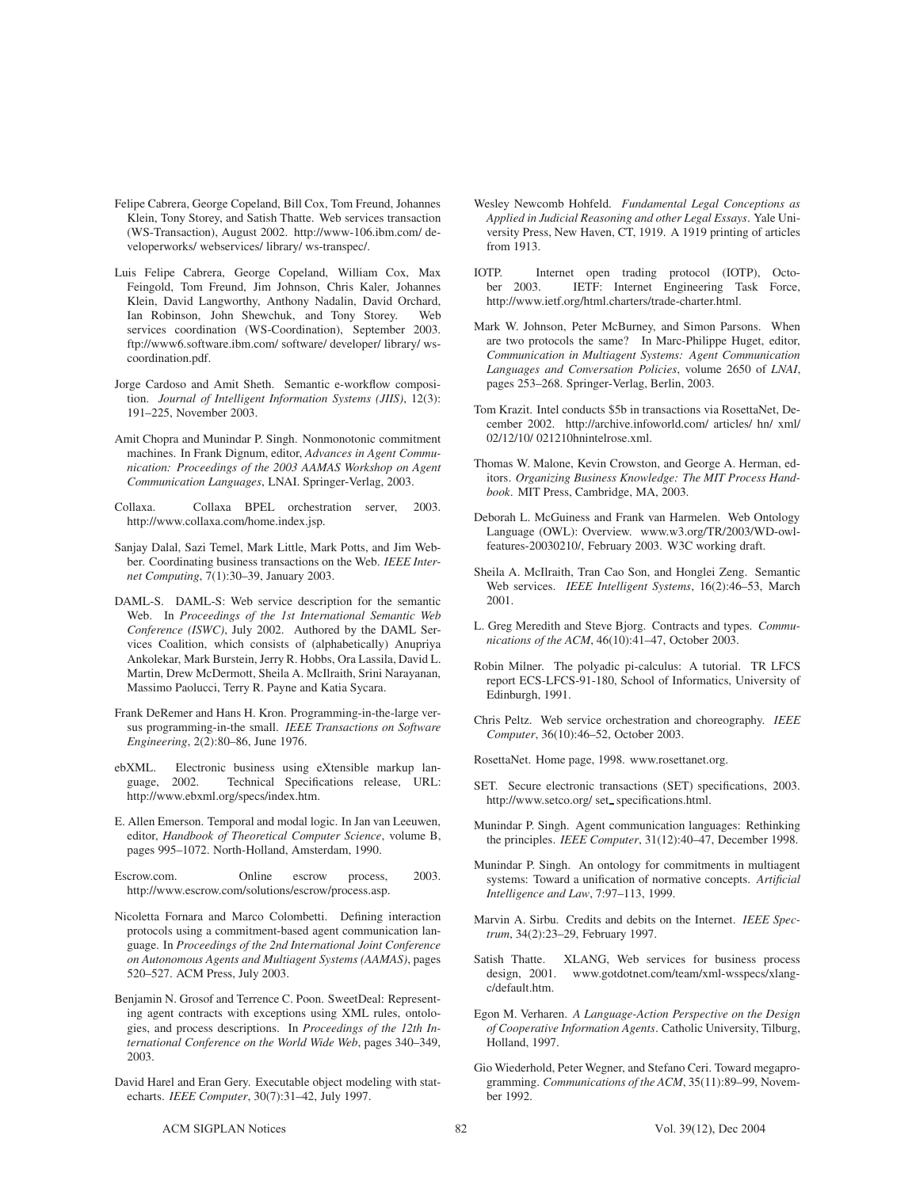Felipe Cabrera, George Copeland, Bill Cox, Tom Freund, Johannes Klein, Tony Storey, and Satish Thatte. Web services transaction (WS-Transaction), August 2002. http://www-106.ibm.com/ developerworks/ webservices/ library/ ws-transpec/.

Luis Felipe Cabrera, George Copeland, William Cox, Max Feingold, Tom Freund, Jim Johnson, Chris Kaler, Johannes Klein, David Langworthy, Anthony Nadalin, David Orchard, Ian Robinson, John Shewchuk, and Tony Storey. Web services coordination (WS-Coordination), September 2003. ftp://www6.software.ibm.com/ software/ developer/ library/ ws-coordination.pdf.

Jorge Cardoso and Amit Sheth. Semantic e-workflow composition. *Journal of Intelligent Information Systems (JIIS)*, 12(3): 191–225, November 2003.

Amit Chopra and Munindar P. Singh. Nonmonotonic commitment machines. In Frank Dignum, editor, *Advances in Agent Communication: Proceedings of the 2003 AAMAS Workshop on Agent Communication Languages*, LNAI. Springer-Verlag, 2003.

Collaxa. Collaxa BPEL orchestration server, 2003. http://www.collaxa.com/home.index.jsp.

Sanjay Dalal, Sazi Temel, Mark Little, Mark Potts, and Jim Webber. Coordinating business transactions on the Web. *IEEE Internet Computing*, 7(1):30–39, January 2003.

DAML-S. DAML-S: Web service description for the semantic Web. In *Proceedings of the 1st International Semantic Web Conference (ISWC)*, July 2002. Authored by the DAML Services Coalition, which consists of (alphabetically) Anupriya Ankolekar, Mark Burstein, Jerry R. Hobbs, Ora Lassila, David L. Martin, Drew McDermott, Sheila A. McIlraith, Srini Narayanan, Massimo Paolucci, Terry R. Payne and Katia Sycara.

Frank DeRemer and Hans H. Kron. Programming-in-the-large versus programming-in-the small. *IEEE Transactions on Software Engineering*, 2(2):80–86, June 1976.

ebXML. Electronic business using eXtensible markup language, 2002. Technical Specifications release, URL: http://www.ebxml.org/specs/index.htm.

E. Allen Emerson. Temporal and modal logic. In Jan van Leeuwen, editor, *Handbook of Theoretical Computer Science*, volume B, pages 995–1072. North-Holland, Amsterdam, 1990.

Escrow.com. Online escrow process, 2003. http://www.escrow.com/solutions/escrow/process.asp.

Nicoletta Fornara and Marco Colombetti. Defining interaction protocols using a commitment-based agent communication language. In *Proceedings of the 2nd International Joint Conference on Autonomous Agents and Multiagent Systems (AAMAS)*, pages 520–527. ACM Press, July 2003.

Benjamin N. Grosof and Terrence C. Poon. SweetDeal: Representing agent contracts with exceptions using XML rules, ontologies, and process descriptions. In *Proceedings of the 12th International Conference on the World Wide Web*, pages 340–349, 2003.

David Harel and Eran Gery. Executable object modeling with statecharts. *IEEE Computer*, 30(7):31–42, July 1997.

Wesley Newcomb Hohfeld. *Fundamental Legal Conceptions as Applied in Judicial Reasoning and other Legal Essays*. Yale University Press, New Haven, CT, 1919. A 1919 printing of articles from 1913.

IOTP. Internet open trading protocol (IOTP), October 2003. IETF: Internet Engineering Task Force, http://www.ietf.org/html.charters/trade-charter.html.

Mark W. Johnson, Peter McBurney, and Simon Parsons. When are two protocols the same? In Marc-Philippe Huget, editor, *Communication in Multiagent Systems: Agent Communication Languages and Conversation Policies*, volume 2650 of *LNAI*, pages 253–268. Springer-Verlag, Berlin, 2003.

Tom Krazit. Intel conducts $5b in transactions via RosettaNet, December 2002. http://archive.infoworld.com/ articles/ hn/ xml/ 02/12/10/ 021210hnintelrose.xml.

Thomas W. Malone, Kevin Crowston, and George A. Herman, editors. *Organizing Business Knowledge: The MIT Process Handbook*. MIT Press, Cambridge, MA, 2003.

Deborah L. McGuiness and Frank van Harmelen. Web Ontology Language (OWL): Overview. www.w3.org/TR/2003/WD-owl-features-20030210/, February 2003. W3C working draft.

Sheila A. McIlraith, Tran Cao Son, and Honglei Zeng. Semantic Web services. *IEEE Intelligent Systems*, 16(2):46–53, March 2001.

L. Greg Meredith and Steve Bjorg. Contracts and types. *Communications of the ACM*, 46(10):41–47, October 2003.

Robin Milner. The polyadic pi-calculus: A tutorial. TR LFCS report ECS-LFCS-91-180, School of Informatics, University of Edinburgh, 1991.

Chris Peltz. Web service orchestration and choreography. *IEEE Computer*, 36(10):46–52, October 2003.

RosettaNet. Home page, 1998. www.rosettanet.org.

SET. Secure electronic transactions (SET) specifications, 2003. http://www.setco.org/ set_specifications.html.

Munindar P. Singh. Agent communication languages: Rethinking the principles. *IEEE Computer*, 31(12):40–47, December 1998.

Munindar P. Singh. An ontology for commitments in multiagent systems: Toward a unification of normative concepts. *Artificial Intelligence and Law*, 7:97–113, 1999.

Marvin A. Sirbu. Credits and debits on the Internet. *IEEE Spectrum*, 34(2):23–29, February 1997.

Satish Thatte. XLANG, Web services for business process design, 2001. www.gotdotnet.com/team/xml-wsspecs/xlang-c/default.htm.

Egon M. Verharen. *A Language-Action Perspective on the Design of Cooperative Information Agents*. Catholic University, Tilburg, Holland, 1997.

Gio Wiederhold, Peter Wegner, and Stefano Ceri. Toward megaprogramming. *Communications of the ACM*, 35(11):89–99, November 1992.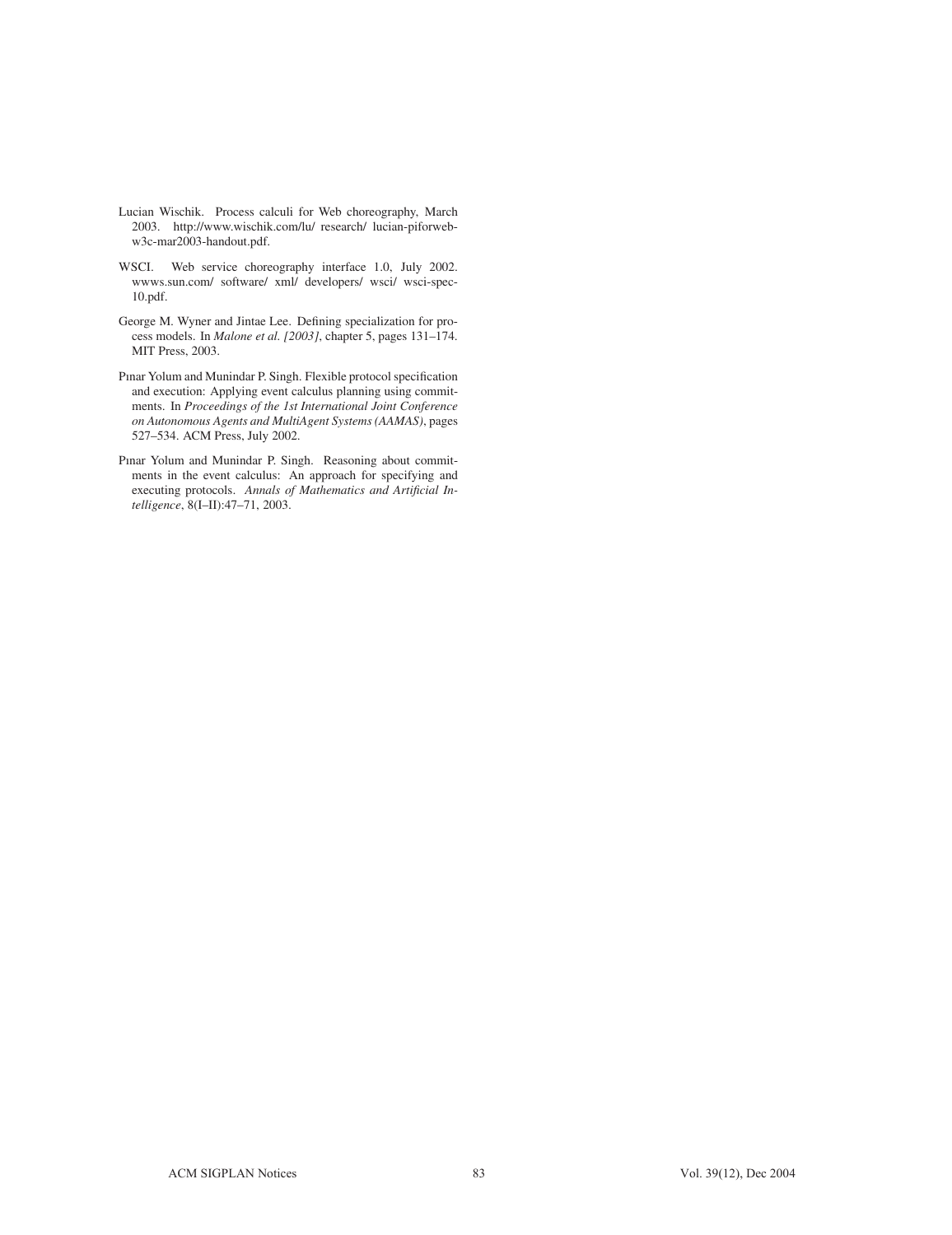Lucian Wischik. Process calculi for Web choreography, March 2003. http://www.wischik.com/lu/ research/ lucian-piforweb-w3c-mar2003-handout.pdf.

WSCI. Web service choreography interface 1.0, July 2002. wwws.sun.com/ software/ xml/ developers/ wsci/ wsci-spec-10.pdf.

George M. Wyner and Jintae Lee. Defining specialization for process models. In *Malone et al. [2003]*, chapter 5, pages 131–174. MIT Press, 2003.

Pınar Yolum and Munindar P. Singh. Flexible protocol specification and execution: Applying event calculus planning using commitments. In *Proceedings of the 1st International Joint Conference on Autonomous Agents and MultiAgent Systems (AAMAS)*, pages 527–534. ACM Press, July 2002.

Pınar Yolum and Munindar P. Singh. Reasoning about commitments in the event calculus: An approach for specifying and executing protocols. *Annals of Mathematics and Artificial Intelligence*, 8(I–II):47–71, 2003.